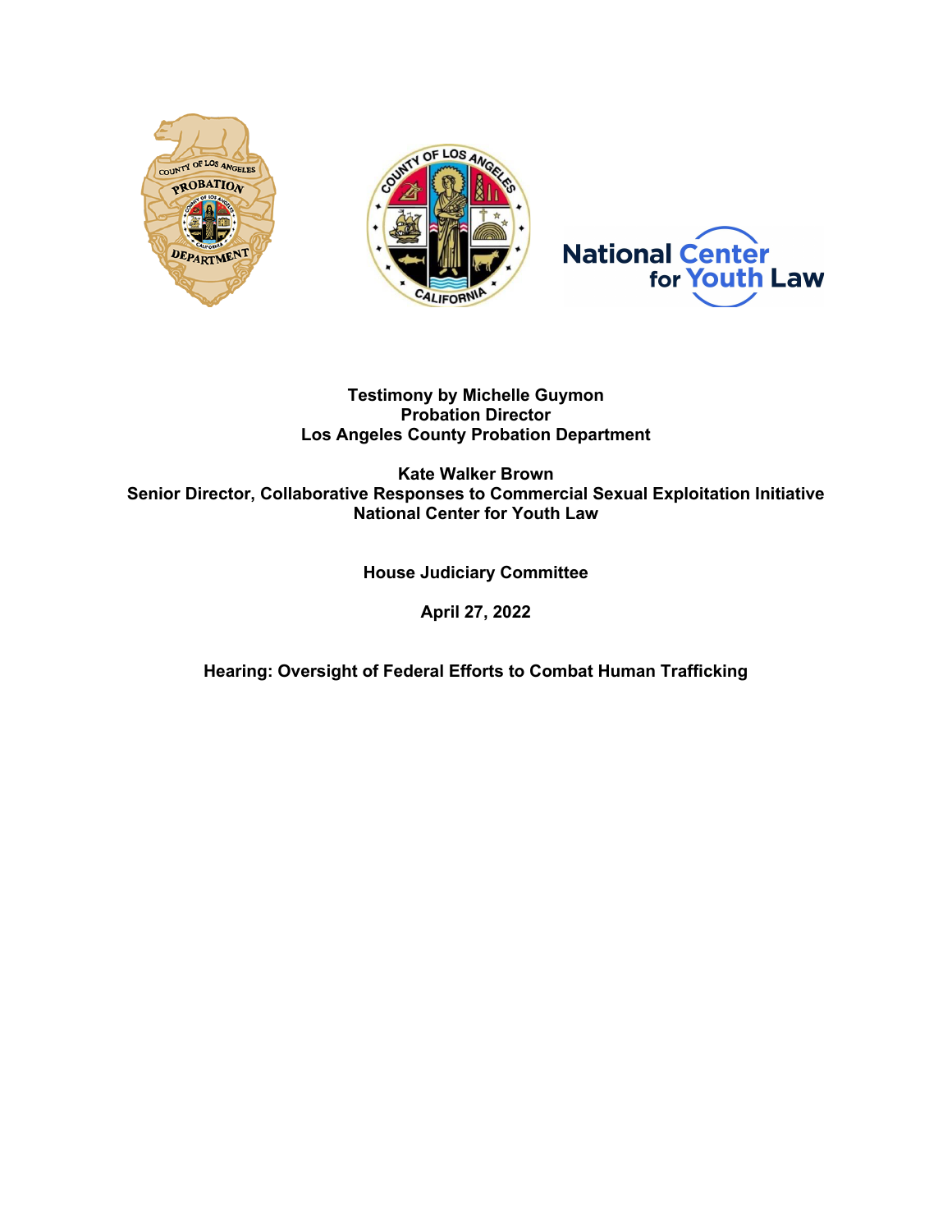**Testimony by Michelle Guymon**
**Probation Director**
**Los Angeles County Probation Department**

**Kate Walker Brown**
**Senior Director, Collaborative Responses to Commercial Sexual Exploitation Initiative**
**National Center for Youth Law**

**House Judiciary Committee**

**April 27, 2022**

**Hearing: Oversight of Federal Efforts to Combat Human Trafficking**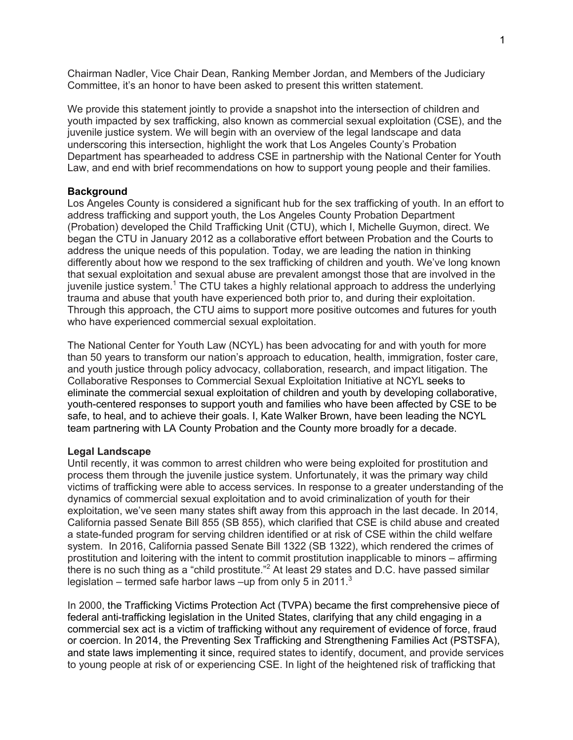Chairman Nadler, Vice Chair Dean, Ranking Member Jordan, and Members of the Judiciary Committee, it's an honor to have been asked to present this written statement.

We provide this statement jointly to provide a snapshot into the intersection of children and youth impacted by sex trafficking, also known as commercial sexual exploitation (CSE), and the juvenile justice system. We will begin with an overview of the legal landscape and data underscoring this intersection, highlight the work that Los Angeles County's Probation Department has spearheaded to address CSE in partnership with the National Center for Youth Law, and end with brief recommendations on how to support young people and their families.

**Background**

Los Angeles County is considered a significant hub for the sex trafficking of youth. In an effort to address trafficking and support youth, the Los Angeles County Probation Department (Probation) developed the Child Trafficking Unit (CTU), which I, Michelle Guymon, direct. We began the CTU in January 2012 as a collaborative effort between Probation and the Courts to address the unique needs of this population. Today, we are leading the nation in thinking differently about how we respond to the sex trafficking of children and youth. We've long known that sexual exploitation and sexual abuse are prevalent amongst those that are involved in the juvenile justice system.[1] The CTU takes a highly relational approach to address the underlying trauma and abuse that youth have experienced both prior to, and during their exploitation. Through this approach, the CTU aims to support more positive outcomes and futures for youth who have experienced commercial sexual exploitation.

The National Center for Youth Law (NCYL) has been advocating for and with youth for more than 50 years to transform our nation's approach to education, health, immigration, foster care, and youth justice through policy advocacy, collaboration, research, and impact litigation. The Collaborative Responses to Commercial Sexual Exploitation Initiative at NCYL seeks to eliminate the commercial sexual exploitation of children and youth by developing collaborative, youth-centered responses to support youth and families who have been affected by CSE to be safe, to heal, and to achieve their goals. I, Kate Walker Brown, have been leading the NCYL team partnering with LA County Probation and the County more broadly for a decade.

**Legal Landscape**

Until recently, it was common to arrest children who were being exploited for prostitution and process them through the juvenile justice system. Unfortunately, it was the primary way child victims of trafficking were able to access services. In response to a greater understanding of the dynamics of commercial sexual exploitation and to avoid criminalization of youth for their exploitation, we've seen many states shift away from this approach in the last decade. In 2014, California passed Senate Bill 855 (SB 855), which clarified that CSE is child abuse and created a state-funded program for serving children identified or at risk of CSE within the child welfare system. In 2016, California passed Senate Bill 1322 (SB 1322), which rendered the crimes of prostitution and loitering with the intent to commit prostitution inapplicable to minors – affirming there is no such thing as a "child prostitute."[2] At least 29 states and D.C. have passed similar legislation – termed safe harbor laws –up from only 5 in 2011.[3]

In 2000, the Trafficking Victims Protection Act (TVPA) became the first comprehensive piece of federal anti-trafficking legislation in the United States, clarifying that any child engaging in a commercial sex act is a victim of trafficking without any requirement of evidence of force, fraud or coercion. In 2014, the Preventing Sex Trafficking and Strengthening Families Act (PSTSFA), and state laws implementing it since, required states to identify, document, and provide services to young people at risk of or experiencing CSE. In light of the heightened risk of trafficking that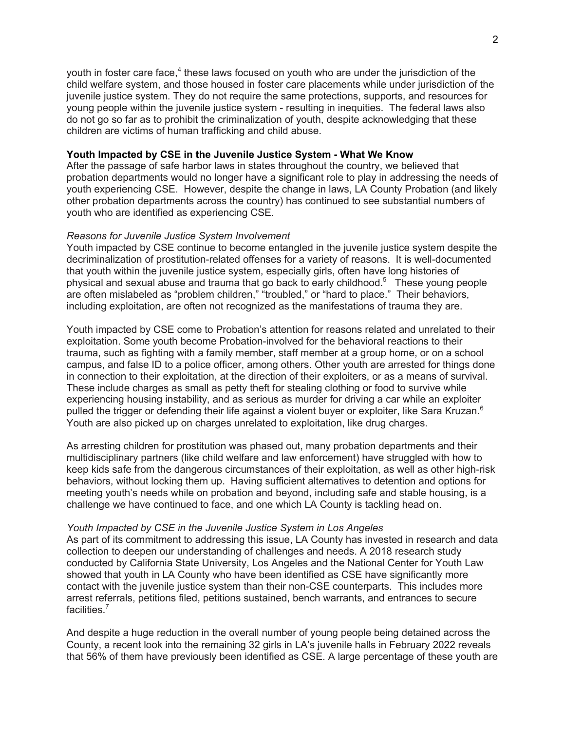youth in foster care face,[4] these laws focused on youth who are under the jurisdiction of the child welfare system, and those housed in foster care placements while under jurisdiction of the juvenile justice system. They do not require the same protections, supports, and resources for young people within the juvenile justice system - resulting in inequities. The federal laws also do not go so far as to prohibit the criminalization of youth, despite acknowledging that these children are victims of human trafficking and child abuse.

**Youth Impacted by CSE in the Juvenile Justice System - What We Know**

After the passage of safe harbor laws in states throughout the country, we believed that probation departments would no longer have a significant role to play in addressing the needs of youth experiencing CSE. However, despite the change in laws, LA County Probation (and likely other probation departments across the country) has continued to see substantial numbers of youth who are identified as experiencing CSE.

*Reasons for Juvenile Justice System Involvement*

Youth impacted by CSE continue to become entangled in the juvenile justice system despite the decriminalization of prostitution-related offenses for a variety of reasons. It is well-documented that youth within the juvenile justice system, especially girls, often have long histories of physical and sexual abuse and trauma that go back to early childhood.[5] These young people are often mislabeled as "problem children," "troubled," or "hard to place." Their behaviors, including exploitation, are often not recognized as the manifestations of trauma they are.

Youth impacted by CSE come to Probation's attention for reasons related and unrelated to their exploitation. Some youth become Probation-involved for the behavioral reactions to their trauma, such as fighting with a family member, staff member at a group home, or on a school campus, and false ID to a police officer, among others. Other youth are arrested for things done in connection to their exploitation, at the direction of their exploiters, or as a means of survival. These include charges as small as petty theft for stealing clothing or food to survive while experiencing housing instability, and as serious as murder for driving a car while an exploiter pulled the trigger or defending their life against a violent buyer or exploiter, like Sara Kruzan.[6] Youth are also picked up on charges unrelated to exploitation, like drug charges.

As arresting children for prostitution was phased out, many probation departments and their multidisciplinary partners (like child welfare and law enforcement) have struggled with how to keep kids safe from the dangerous circumstances of their exploitation, as well as other high-risk behaviors, without locking them up. Having sufficient alternatives to detention and options for meeting youth's needs while on probation and beyond, including safe and stable housing, is a challenge we have continued to face, and one which LA County is tackling head on.

*Youth Impacted by CSE in the Juvenile Justice System in Los Angeles*

As part of its commitment to addressing this issue, LA County has invested in research and data collection to deepen our understanding of challenges and needs. A 2018 research study conducted by California State University, Los Angeles and the National Center for Youth Law showed that youth in LA County who have been identified as CSE have significantly more contact with the juvenile justice system than their non-CSE counterparts. This includes more arrest referrals, petitions filed, petitions sustained, bench warrants, and entrances to secure facilities.[7]

And despite a huge reduction in the overall number of young people being detained across the County, a recent look into the remaining 32 girls in LA's juvenile halls in February 2022 reveals that 56% of them have previously been identified as CSE. A large percentage of these youth are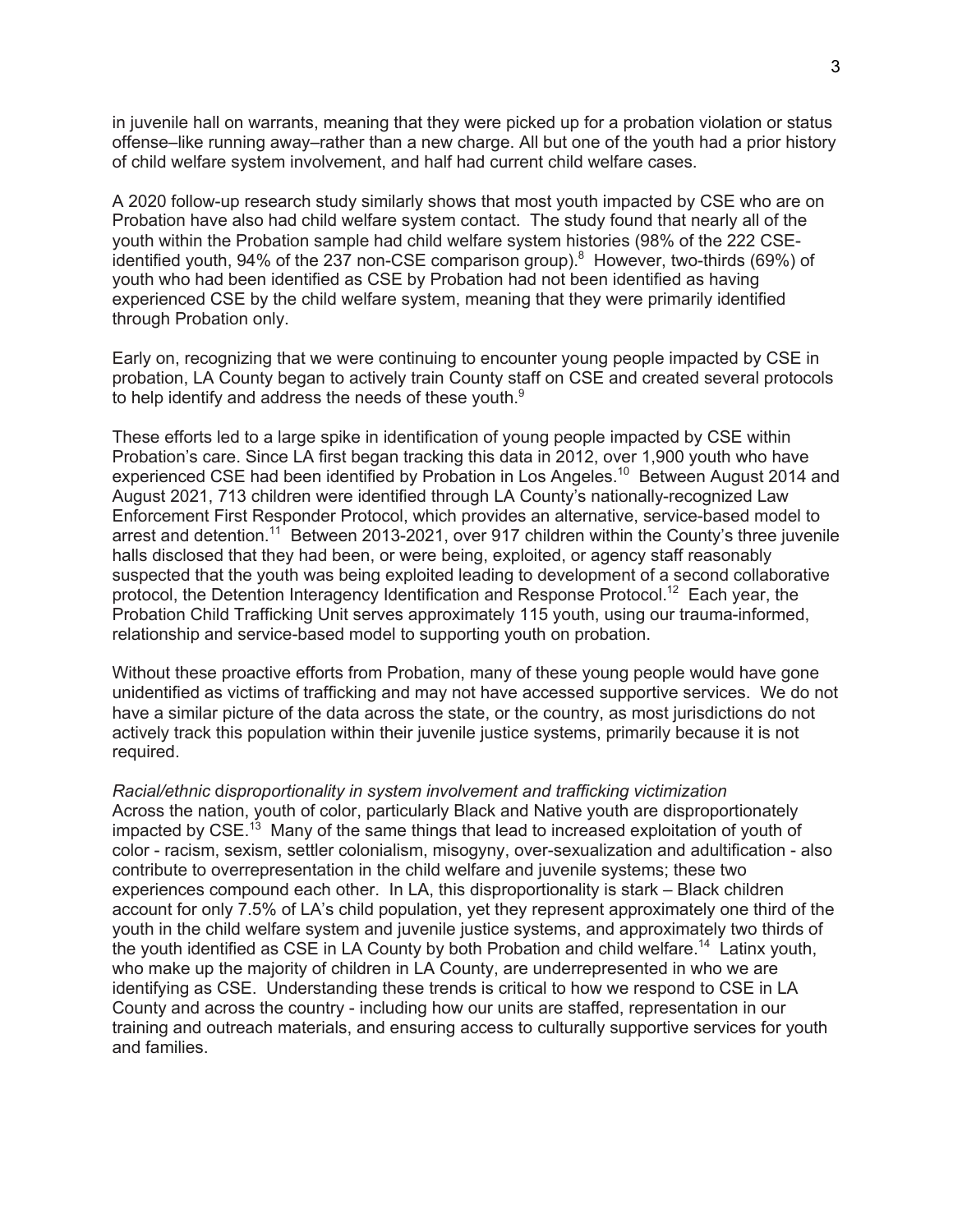in juvenile hall on warrants, meaning that they were picked up for a probation violation or status offense–like running away–rather than a new charge. All but one of the youth had a prior history of child welfare system involvement, and half had current child welfare cases.

A 2020 follow-up research study similarly shows that most youth impacted by CSE who are on Probation have also had child welfare system contact. The study found that nearly all of the youth within the Probation sample had child welfare system histories (98% of the 222 CSE-identified youth, 94% of the 237 non-CSE comparison group).[8] However, two-thirds (69%) of youth who had been identified as CSE by Probation had not been identified as having experienced CSE by the child welfare system, meaning that they were primarily identified through Probation only.

Early on, recognizing that we were continuing to encounter young people impacted by CSE in probation, LA County began to actively train County staff on CSE and created several protocols to help identify and address the needs of these youth.[9]

These efforts led to a large spike in identification of young people impacted by CSE within Probation's care. Since LA first began tracking this data in 2012, over 1,900 youth who have experienced CSE had been identified by Probation in Los Angeles.[10] Between August 2014 and August 2021, 713 children were identified through LA County's nationally-recognized Law Enforcement First Responder Protocol, which provides an alternative, service-based model to arrest and detention.[11] Between 2013-2021, over 917 children within the County's three juvenile halls disclosed that they had been, or were being, exploited, or agency staff reasonably suspected that the youth was being exploited leading to development of a second collaborative protocol, the Detention Interagency Identification and Response Protocol.[12] Each year, the Probation Child Trafficking Unit serves approximately 115 youth, using our trauma-informed, relationship and service-based model to supporting youth on probation.

Without these proactive efforts from Probation, many of these young people would have gone unidentified as victims of trafficking and may not have accessed supportive services. We do not have a similar picture of the data across the state, or the country, as most jurisdictions do not actively track this population within their juvenile justice systems, primarily because it is not required.

*Racial/ethnic disproportionality in system involvement and trafficking victimization*

Across the nation, youth of color, particularly Black and Native youth are disproportionately impacted by CSE.[13] Many of the same things that lead to increased exploitation of youth of color - racism, sexism, settler colonialism, misogyny, over-sexualization and adultification - also contribute to overrepresentation in the child welfare and juvenile systems; these two experiences compound each other. In LA, this disproportionality is stark – Black children account for only 7.5% of LA's child population, yet they represent approximately one third of the youth in the child welfare system and juvenile justice systems, and approximately two thirds of the youth identified as CSE in LA County by both Probation and child welfare.[14] Latinx youth, who make up the majority of children in LA County, are underrepresented in who we are identifying as CSE. Understanding these trends is critical to how we respond to CSE in LA County and across the country - including how our units are staffed, representation in our training and outreach materials, and ensuring access to culturally supportive services for youth and families.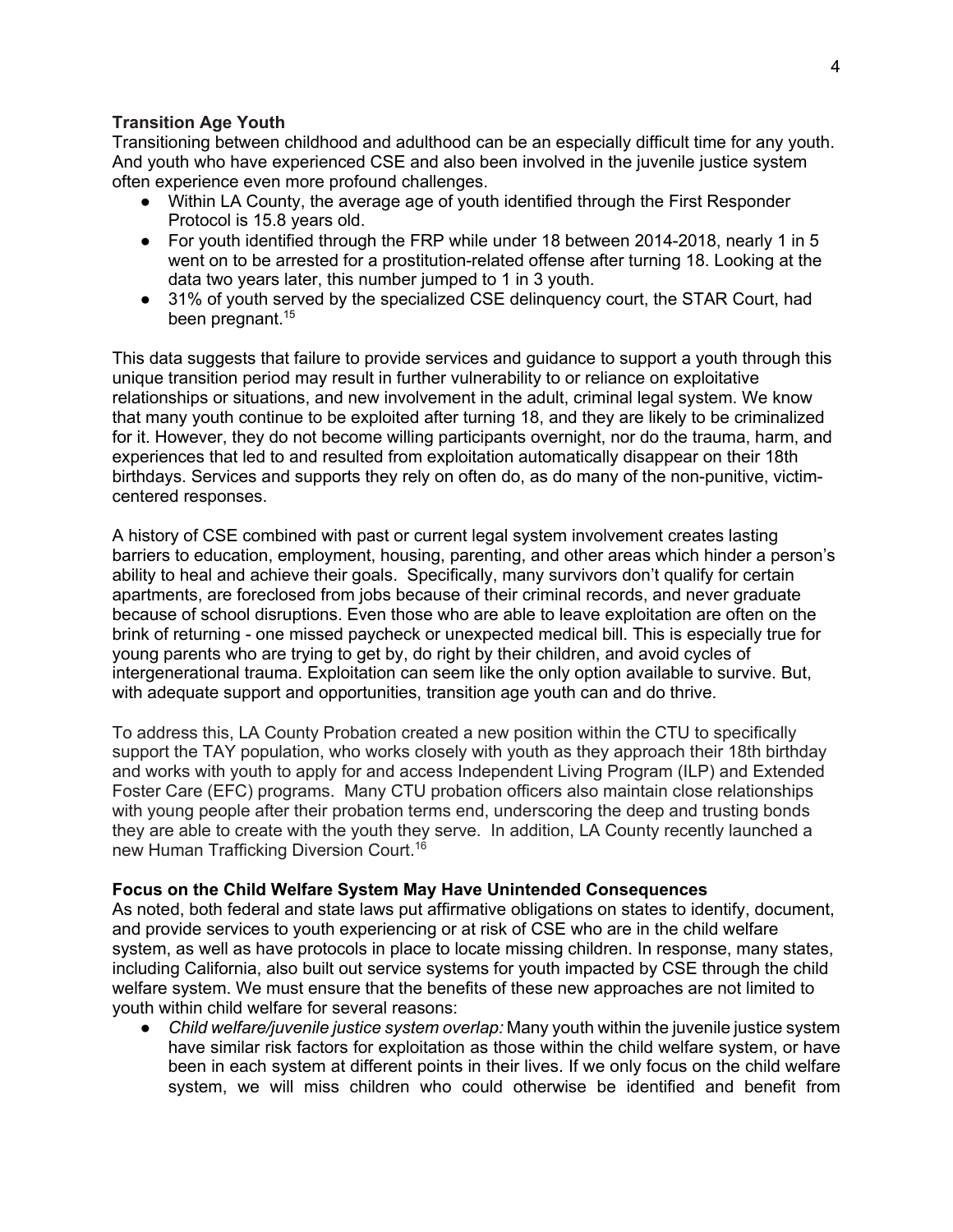**Transition Age Youth**

Transitioning between childhood and adulthood can be an especially difficult time for any youth. And youth who have experienced CSE and also been involved in the juvenile justice system often experience even more profound challenges.

- Within LA County, the average age of youth identified through the First Responder Protocol is 15.8 years old.
- For youth identified through the FRP while under 18 between 2014-2018, nearly 1 in 5 went on to be arrested for a prostitution-related offense after turning 18. Looking at the data two years later, this number jumped to 1 in 3 youth.
- 31% of youth served by the specialized CSE delinquency court, the STAR Court, had been pregnant.[15]

This data suggests that failure to provide services and guidance to support a youth through this unique transition period may result in further vulnerability to or reliance on exploitative relationships or situations, and new involvement in the adult, criminal legal system. We know that many youth continue to be exploited after turning 18, and they are likely to be criminalized for it. However, they do not become willing participants overnight, nor do the trauma, harm, and experiences that led to and resulted from exploitation automatically disappear on their 18th birthdays. Services and supports they rely on often do, as do many of the non-punitive, victim-centered responses.

A history of CSE combined with past or current legal system involvement creates lasting barriers to education, employment, housing, parenting, and other areas which hinder a person's ability to heal and achieve their goals. Specifically, many survivors don't qualify for certain apartments, are foreclosed from jobs because of their criminal records, and never graduate because of school disruptions. Even those who are able to leave exploitation are often on the brink of returning - one missed paycheck or unexpected medical bill. This is especially true for young parents who are trying to get by, do right by their children, and avoid cycles of intergenerational trauma. Exploitation can seem like the only option available to survive. But, with adequate support and opportunities, transition age youth can and do thrive.

To address this, LA County Probation created a new position within the CTU to specifically support the TAY population, who works closely with youth as they approach their 18th birthday and works with youth to apply for and access Independent Living Program (ILP) and Extended Foster Care (EFC) programs. Many CTU probation officers also maintain close relationships with young people after their probation terms end, underscoring the deep and trusting bonds they are able to create with the youth they serve. In addition, LA County recently launched a new Human Trafficking Diversion Court.[16]

**Focus on the Child Welfare System May Have Unintended Consequences**

As noted, both federal and state laws put affirmative obligations on states to identify, document, and provide services to youth experiencing or at risk of CSE who are in the child welfare system, as well as have protocols in place to locate missing children. In response, many states, including California, also built out service systems for youth impacted by CSE through the child welfare system. We must ensure that the benefits of these new approaches are not limited to youth within child welfare for several reasons:

- *Child welfare/juvenile justice system overlap:* Many youth within the juvenile justice system have similar risk factors for exploitation as those within the child welfare system, or have been in each system at different points in their lives. If we only focus on the child welfare system, we will miss children who could otherwise be identified and benefit from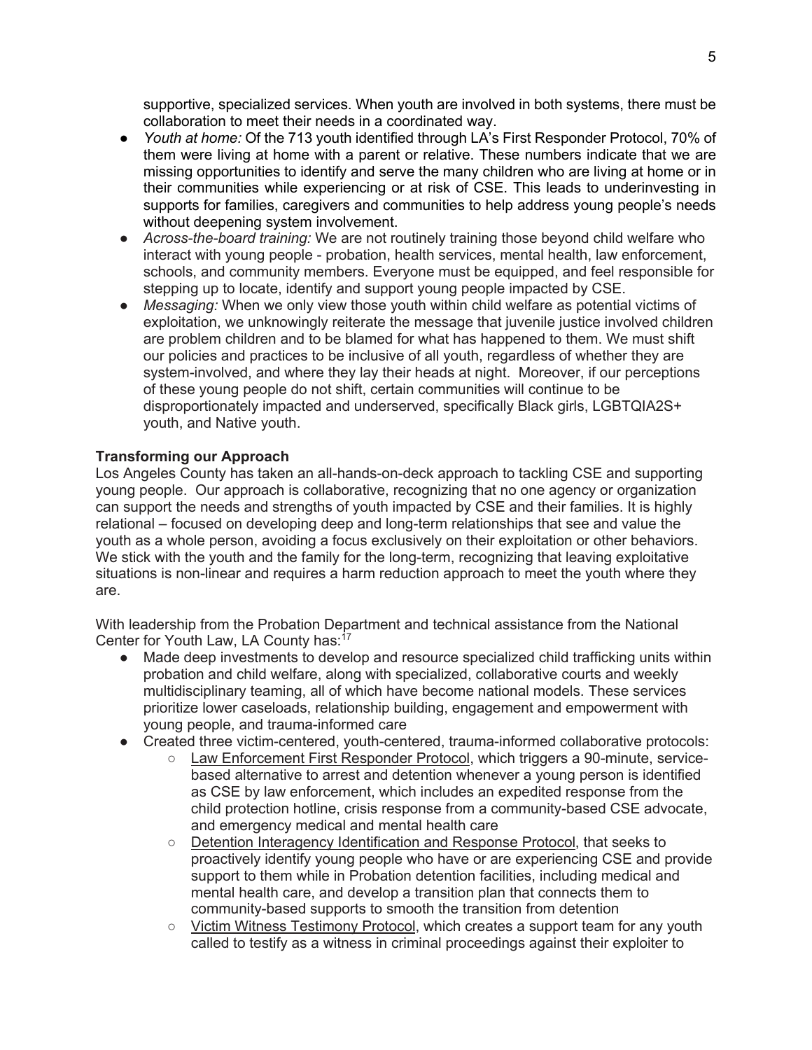supportive, specialized services. When youth are involved in both systems, there must be collaboration to meet their needs in a coordinated way.

- *Youth at home:* Of the 713 youth identified through LA's First Responder Protocol, 70% of them were living at home with a parent or relative. These numbers indicate that we are missing opportunities to identify and serve the many children who are living at home or in their communities while experiencing or at risk of CSE. This leads to underinvesting in supports for families, caregivers and communities to help address young people's needs without deepening system involvement.
- *Across-the-board training:* We are not routinely training those beyond child welfare who interact with young people - probation, health services, mental health, law enforcement, schools, and community members. Everyone must be equipped, and feel responsible for stepping up to locate, identify and support young people impacted by CSE.
- *Messaging:* When we only view those youth within child welfare as potential victims of exploitation, we unknowingly reiterate the message that juvenile justice involved children are problem children and to be blamed for what has happened to them. We must shift our policies and practices to be inclusive of all youth, regardless of whether they are system-involved, and where they lay their heads at night. Moreover, if our perceptions of these young people do not shift, certain communities will continue to be disproportionately impacted and underserved, specifically Black girls, LGBTQIA2S+ youth, and Native youth.

**Transforming our Approach**

Los Angeles County has taken an all-hands-on-deck approach to tackling CSE and supporting young people. Our approach is collaborative, recognizing that no one agency or organization can support the needs and strengths of youth impacted by CSE and their families. It is highly relational – focused on developing deep and long-term relationships that see and value the youth as a whole person, avoiding a focus exclusively on their exploitation or other behaviors. We stick with the youth and the family for the long-term, recognizing that leaving exploitative situations is non-linear and requires a harm reduction approach to meet the youth where they are.

With leadership from the Probation Department and technical assistance from the National Center for Youth Law, LA County has:[17]

- Made deep investments to develop and resource specialized child trafficking units within probation and child welfare, along with specialized, collaborative courts and weekly multidisciplinary teaming, all of which have become national models. These services prioritize lower caseloads, relationship building, engagement and empowerment with young people, and trauma-informed care
- Created three victim-centered, youth-centered, trauma-informed collaborative protocols:
  - Law Enforcement First Responder Protocol, which triggers a 90-minute, service-based alternative to arrest and detention whenever a young person is identified as CSE by law enforcement, which includes an expedited response from the child protection hotline, crisis response from a community-based CSE advocate, and emergency medical and mental health care
  - Detention Interagency Identification and Response Protocol, that seeks to proactively identify young people who have or are experiencing CSE and provide support to them while in Probation detention facilities, including medical and mental health care, and develop a transition plan that connects them to community-based supports to smooth the transition from detention
  - Victim Witness Testimony Protocol, which creates a support team for any youth called to testify as a witness in criminal proceedings against their exploiter to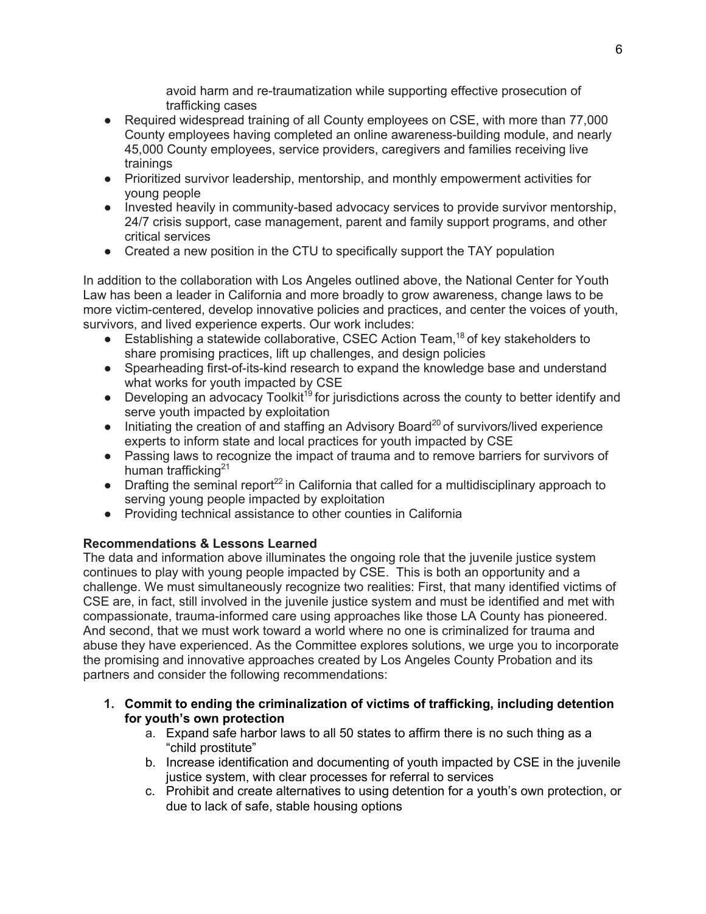avoid harm and re-traumatization while supporting effective prosecution of trafficking cases

- Required widespread training of all County employees on CSE, with more than 77,000 County employees having completed an online awareness-building module, and nearly 45,000 County employees, service providers, caregivers and families receiving live trainings
- Prioritized survivor leadership, mentorship, and monthly empowerment activities for young people
- Invested heavily in community-based advocacy services to provide survivor mentorship, 24/7 crisis support, case management, parent and family support programs, and other critical services
- Created a new position in the CTU to specifically support the TAY population

In addition to the collaboration with Los Angeles outlined above, the National Center for Youth Law has been a leader in California and more broadly to grow awareness, change laws to be more victim-centered, develop innovative policies and practices, and center the voices of youth, survivors, and lived experience experts. Our work includes:

- Establishing a statewide collaborative, CSEC Action Team,[18] of key stakeholders to share promising practices, lift up challenges, and design policies
- Spearheading first-of-its-kind research to expand the knowledge base and understand what works for youth impacted by CSE
- Developing an advocacy Toolkit[19] for jurisdictions across the county to better identify and serve youth impacted by exploitation
- Initiating the creation of and staffing an Advisory Board[20] of survivors/lived experience experts to inform state and local practices for youth impacted by CSE
- Passing laws to recognize the impact of trauma and to remove barriers for survivors of human trafficking[21]
- Drafting the seminal report[22] in California that called for a multidisciplinary approach to serving young people impacted by exploitation
- Providing technical assistance to other counties in California

**Recommendations & Lessons Learned**

The data and information above illuminates the ongoing role that the juvenile justice system continues to play with young people impacted by CSE. This is both an opportunity and a challenge. We must simultaneously recognize two realities: First, that many identified victims of CSE are, in fact, still involved in the juvenile justice system and must be identified and met with compassionate, trauma-informed care using approaches like those LA County has pioneered. And second, that we must work toward a world where no one is criminalized for trauma and abuse they have experienced. As the Committee explores solutions, we urge you to incorporate the promising and innovative approaches created by Los Angeles County Probation and its partners and consider the following recommendations:

1. **Commit to ending the criminalization of victims of trafficking, including detention for youth's own protection**
   a. Expand safe harbor laws to all 50 states to affirm there is no such thing as a "child prostitute"
   b. Increase identification and documenting of youth impacted by CSE in the juvenile justice system, with clear processes for referral to services
   c. Prohibit and create alternatives to using detention for a youth's own protection, or due to lack of safe, stable housing options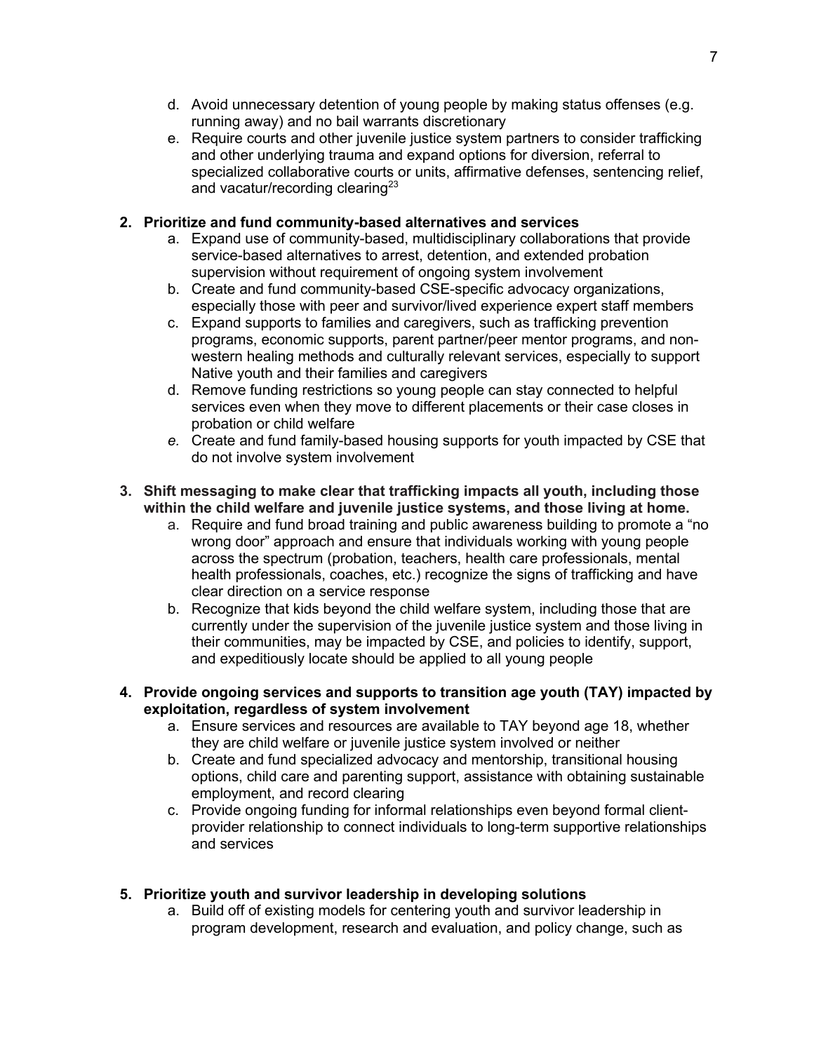d. Avoid unnecessary detention of young people by making status offenses (e.g. running away) and no bail warrants discretionary
e. Require courts and other juvenile justice system partners to consider trafficking and other underlying trauma and expand options for diversion, referral to specialized collaborative courts or units, affirmative defenses, sentencing relief, and vacatur/recording clearing[23]

**2. Prioritize and fund community-based alternatives and services**

a. Expand use of community-based, multidisciplinary collaborations that provide service-based alternatives to arrest, detention, and extended probation supervision without requirement of ongoing system involvement
b. Create and fund community-based CSE-specific advocacy organizations, especially those with peer and survivor/lived experience expert staff members
c. Expand supports to families and caregivers, such as trafficking prevention programs, economic supports, parent partner/peer mentor programs, and non-western healing methods and culturally relevant services, especially to support Native youth and their families and caregivers
d. Remove funding restrictions so young people can stay connected to helpful services even when they move to different placements or their case closes in probation or child welfare
*e.* Create and fund family-based housing supports for youth impacted by CSE that do not involve system involvement

**3. Shift messaging to make clear that trafficking impacts all youth, including those within the child welfare and juvenile justice systems, and those living at home.**

a. Require and fund broad training and public awareness building to promote a "no wrong door" approach and ensure that individuals working with young people across the spectrum (probation, teachers, health care professionals, mental health professionals, coaches, etc.) recognize the signs of trafficking and have clear direction on a service response
b. Recognize that kids beyond the child welfare system, including those that are currently under the supervision of the juvenile justice system and those living in their communities, may be impacted by CSE, and policies to identify, support, and expeditiously locate should be applied to all young people

**4. Provide ongoing services and supports to transition age youth (TAY) impacted by exploitation, regardless of system involvement**

a. Ensure services and resources are available to TAY beyond age 18, whether they are child welfare or juvenile justice system involved or neither
b. Create and fund specialized advocacy and mentorship, transitional housing options, child care and parenting support, assistance with obtaining sustainable employment, and record clearing
c. Provide ongoing funding for informal relationships even beyond formal client-provider relationship to connect individuals to long-term supportive relationships and services

**5. Prioritize youth and survivor leadership in developing solutions**

a. Build off of existing models for centering youth and survivor leadership in program development, research and evaluation, and policy change, such as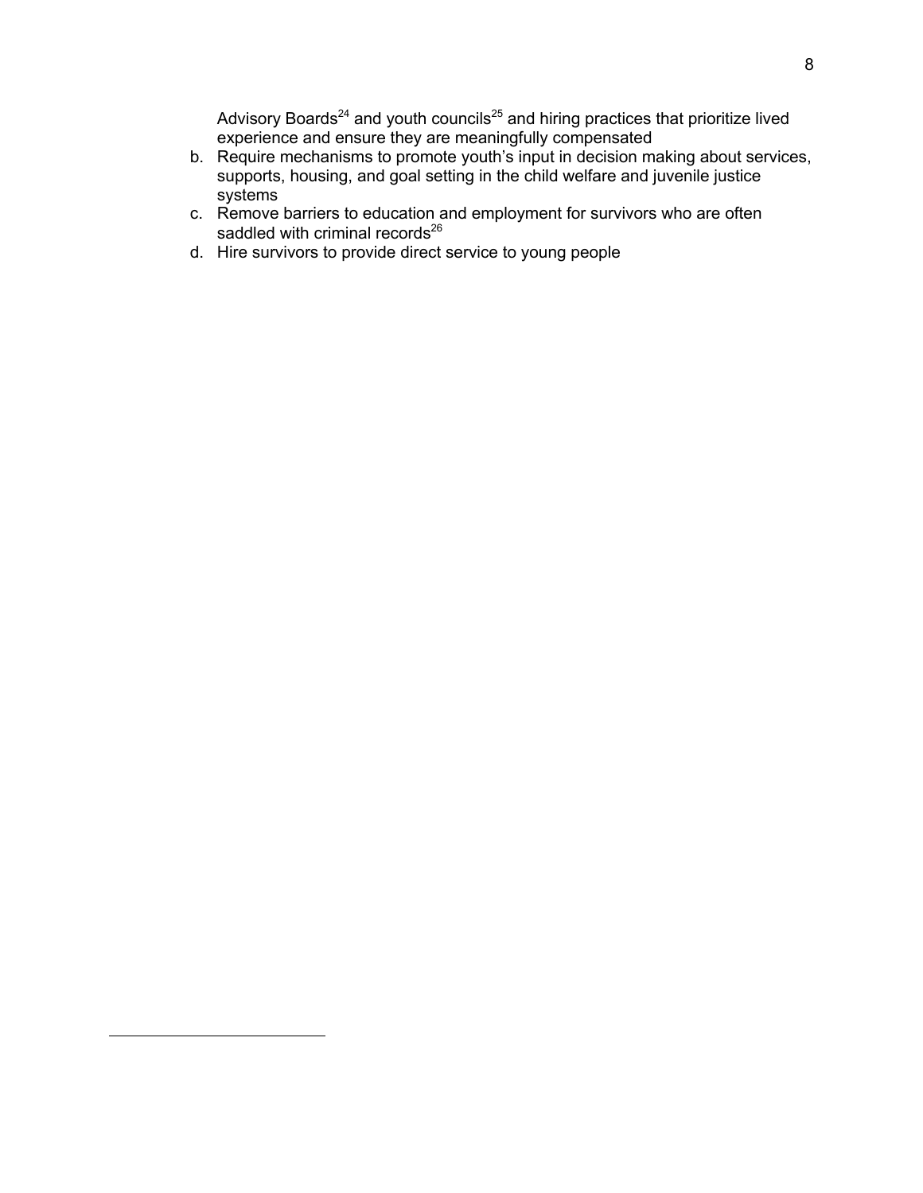Advisory Boards[24] and youth councils[25] and hiring practices that prioritize lived experience and ensure they are meaningfully compensated

b. Require mechanisms to promote youth's input in decision making about services, supports, housing, and goal setting in the child welfare and juvenile justice systems
c. Remove barriers to education and employment for survivors who are often saddled with criminal records[26]
d. Hire survivors to provide direct service to young people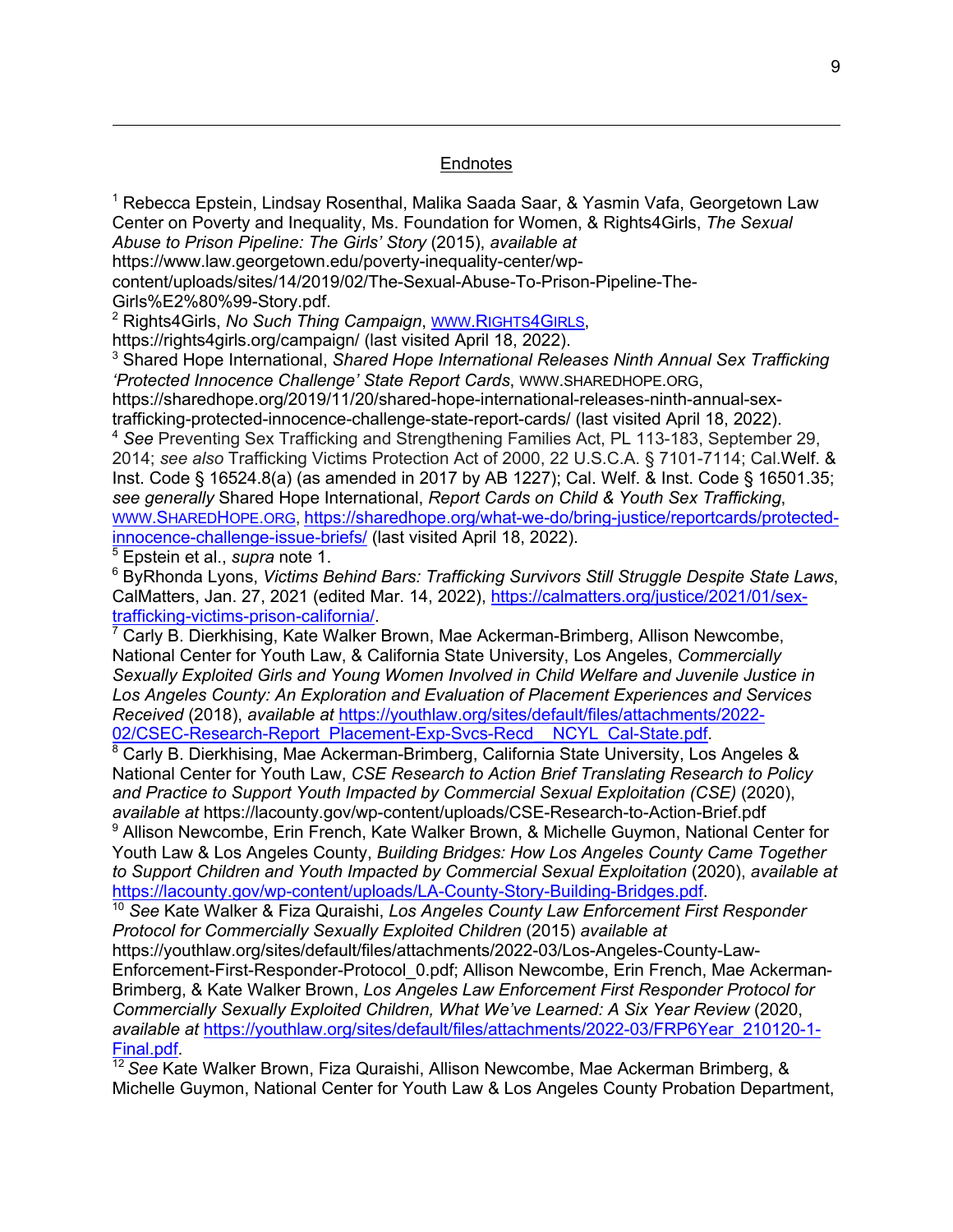## Endnotes

[1] Rebecca Epstein, Lindsay Rosenthal, Malika Saada Saar, & Yasmin Vafa, Georgetown Law Center on Poverty and Inequality, Ms. Foundation for Women, & Rights4Girls, *The Sexual Abuse to Prison Pipeline: The Girls' Story* (2015), *available at* https://www.law.georgetown.edu/poverty-inequality-center/wp-content/uploads/sites/14/2019/02/The-Sexual-Abuse-To-Prison-Pipeline-The-Girls%E2%80%99-Story.pdf.

[2] Rights4Girls, *No Such Thing Campaign*, WWW.RIGHTS4GIRLS, https://rights4girls.org/campaign/ (last visited April 18, 2022).

[3] Shared Hope International, *Shared Hope International Releases Ninth Annual Sex Trafficking 'Protected Innocence Challenge' State Report Cards*, WWW.SHAREDHOPE.ORG, https://sharedhope.org/2019/11/20/shared-hope-international-releases-ninth-annual-sex-trafficking-protected-innocence-challenge-state-report-cards/ (last visited April 18, 2022).

[4] *See* Preventing Sex Trafficking and Strengthening Families Act, PL 113-183, September 29, 2014; *see also* Trafficking Victims Protection Act of 2000, 22 U.S.C.A. § 7101-7114; Cal.Welf. & Inst. Code § 16524.8(a) (as amended in 2017 by AB 1227); Cal. Welf. & Inst. Code § 16501.35; *see generally* Shared Hope International, *Report Cards on Child & Youth Sex Trafficking*, WWW.SHAREDHOPE.ORG, https://sharedhope.org/what-we-do/bring-justice/reportcards/protected-innocence-challenge-issue-briefs/ (last visited April 18, 2022).

[5] Epstein et al., *supra* note 1.

[6] ByRhonda Lyons, *Victims Behind Bars: Trafficking Survivors Still Struggle Despite State Laws*, CalMatters, Jan. 27, 2021 (edited Mar. 14, 2022), https://calmatters.org/justice/2021/01/sex-trafficking-victims-prison-california/.

[7] Carly B. Dierkhising, Kate Walker Brown, Mae Ackerman-Brimberg, Allison Newcombe, National Center for Youth Law, & California State University, Los Angeles, *Commercially Sexually Exploited Girls and Young Women Involved in Child Welfare and Juvenile Justice in Los Angeles County: An Exploration and Evaluation of Placement Experiences and Services Received* (2018), *available at* https://youthlaw.org/sites/default/files/attachments/2022-02/CSEC-Research-Report_Placement-Exp-Svcs-Recd__NCYL_Cal-State.pdf.

[8] Carly B. Dierkhising, Mae Ackerman-Brimberg, California State University, Los Angeles & National Center for Youth Law, *CSE Research to Action Brief Translating Research to Policy and Practice to Support Youth Impacted by Commercial Sexual Exploitation (CSE)* (2020), *available at* https://lacounty.gov/wp-content/uploads/CSE-Research-to-Action-Brief.pdf

[9] Allison Newcombe, Erin French, Kate Walker Brown, & Michelle Guymon, National Center for Youth Law & Los Angeles County, *Building Bridges: How Los Angeles County Came Together to Support Children and Youth Impacted by Commercial Sexual Exploitation* (2020), *available at* https://lacounty.gov/wp-content/uploads/LA-County-Story-Building-Bridges.pdf.

[10] *See* Kate Walker & Fiza Quraishi, *Los Angeles County Law Enforcement First Responder Protocol for Commercially Sexually Exploited Children* (2015) *available at* https://youthlaw.org/sites/default/files/attachments/2022-03/Los-Angeles-County-Law-Enforcement-First-Responder-Protocol_0.pdf; Allison Newcombe, Erin French, Mae Ackerman-Brimberg, & Kate Walker Brown, *Los Angeles Law Enforcement First Responder Protocol for Commercially Sexually Exploited Children, What We've Learned: A Six Year Review* (2020, *available at* https://youthlaw.org/sites/default/files/attachments/2022-03/FRP6Year_210120-1-Final.pdf.

[12] *See* Kate Walker Brown, Fiza Quraishi, Allison Newcombe, Mae Ackerman Brimberg, & Michelle Guymon, National Center for Youth Law & Los Angeles County Probation Department,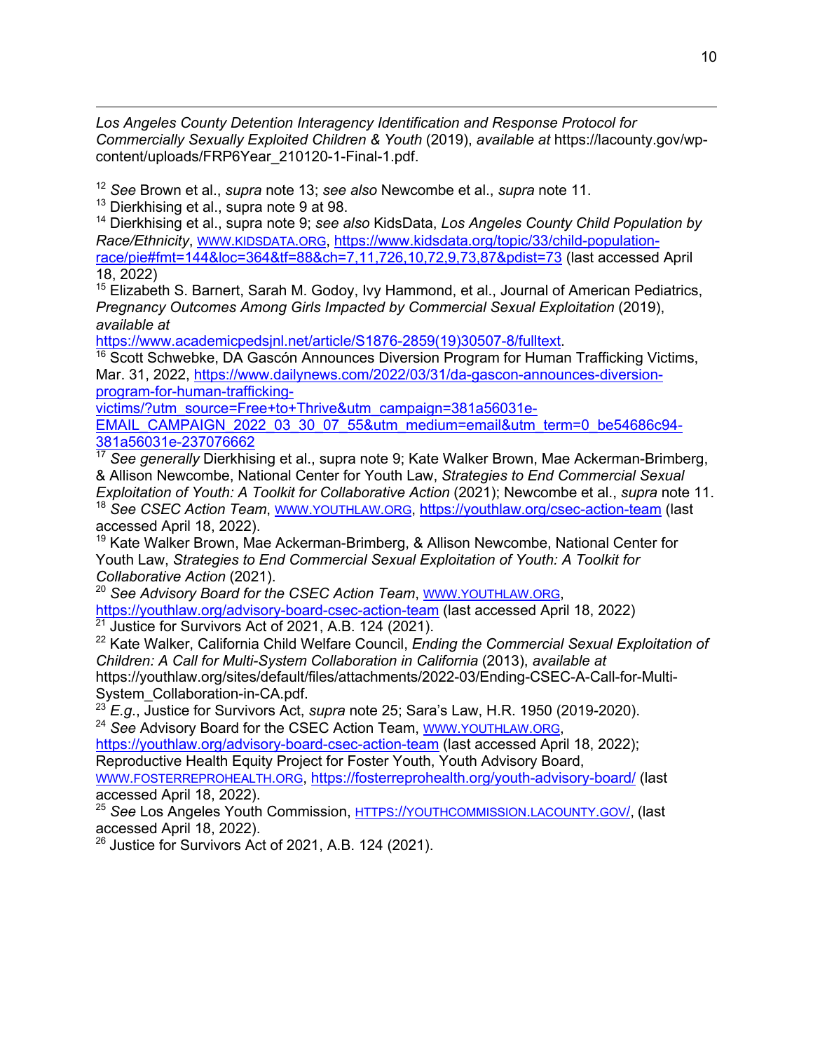*Los Angeles County Detention Interagency Identification and Response Protocol for Commercially Sexually Exploited Children & Youth* (2019), *available at* https://lacounty.gov/wp-content/uploads/FRP6Year_210120-1-Final-1.pdf.

[12] *See* Brown et al., *supra* note 13; *see also* Newcombe et al., *supra* note 11.

[13] Dierkhising et al., supra note 9 at 98.

[14] Dierkhising et al., supra note 9; *see also* KidsData, *Los Angeles County Child Population by Race/Ethnicity*, WWW.KIDSDATA.ORG, https://www.kidsdata.org/topic/33/child-population-race/pie#fmt=144&loc=364&tf=88&ch=7,11,726,10,72,9,73,87&pdist=73 (last accessed April 18, 2022)

[15] Elizabeth S. Barnert, Sarah M. Godoy, Ivy Hammond, et al., Journal of American Pediatrics, *Pregnancy Outcomes Among Girls Impacted by Commercial Sexual Exploitation* (2019), *available at* https://www.academicpedsjnl.net/article/S1876-2859(19)30507-8/fulltext.

[16] Scott Schwebke, DA Gascón Announces Diversion Program for Human Trafficking Victims, Mar. 31, 2022, https://www.dailynews.com/2022/03/31/da-gascon-announces-diversion-program-for-human-trafficking-victims/?utm_source=Free+to+Thrive&utm_campaign=381a56031e-EMAIL_CAMPAIGN_2022_03_30_07_55&utm_medium=email&utm_term=0_be54686c94-381a56031e-237076662

[17] *See generally* Dierkhising et al., supra note 9; Kate Walker Brown, Mae Ackerman-Brimberg, & Allison Newcombe, National Center for Youth Law, *Strategies to End Commercial Sexual Exploitation of Youth: A Toolkit for Collaborative Action* (2021); Newcombe et al., *supra* note 11.

[18] *See CSEC Action Team*, WWW.YOUTHLAW.ORG, https://youthlaw.org/csec-action-team (last accessed April 18, 2022).

[19] Kate Walker Brown, Mae Ackerman-Brimberg, & Allison Newcombe, National Center for Youth Law, *Strategies to End Commercial Sexual Exploitation of Youth: A Toolkit for Collaborative Action* (2021).

[20] *See Advisory Board for the CSEC Action Team*, WWW.YOUTHLAW.ORG, https://youthlaw.org/advisory-board-csec-action-team (last accessed April 18, 2022)

[21] Justice for Survivors Act of 2021, A.B. 124 (2021).

[22] Kate Walker, California Child Welfare Council, *Ending the Commercial Sexual Exploitation of Children: A Call for Multi-System Collaboration in California* (2013), *available at* https://youthlaw.org/sites/default/files/attachments/2022-03/Ending-CSEC-A-Call-for-Multi-System_Collaboration-in-CA.pdf.

[23] *E.g*., Justice for Survivors Act, *supra* note 25; Sara's Law, H.R. 1950 (2019-2020).

[24] *See* Advisory Board for the CSEC Action Team, WWW.YOUTHLAW.ORG, https://youthlaw.org/advisory-board-csec-action-team (last accessed April 18, 2022); Reproductive Health Equity Project for Foster Youth, Youth Advisory Board, WWW.FOSTERREPROHEALTH.ORG, https://fosterreprohealth.org/youth-advisory-board/ (last accessed April 18, 2022).

[25] *See* Los Angeles Youth Commission, HTTPS://YOUTHCOMMISSION.LACOUNTY.GOV/, (last accessed April 18, 2022).

[26] Justice for Survivors Act of 2021, A.B. 124 (2021).